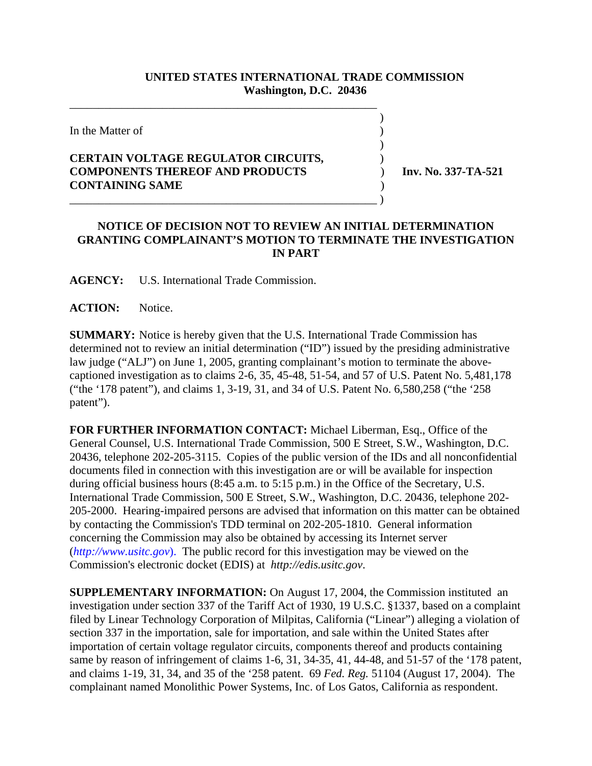**UNITED STATES INTERNATIONAL TRADE COMMISSION**
**Washington, D.C. 20436**

In the Matter of

**CERTAIN VOLTAGE REGULATOR CIRCUITS, COMPONENTS THEREOF AND PRODUCTS CONTAINING SAME**

**Inv. No. 337-TA-521**

## NOTICE OF DECISION NOT TO REVIEW AN INITIAL DETERMINATION GRANTING COMPLAINANT'S MOTION TO TERMINATE THE INVESTIGATION IN PART

**AGENCY:** U.S. International Trade Commission.

**ACTION:** Notice.

**SUMMARY:** Notice is hereby given that the U.S. International Trade Commission has determined not to review an initial determination ("ID") issued by the presiding administrative law judge ("ALJ") on June 1, 2005, granting complainant's motion to terminate the above-captioned investigation as to claims 2-6, 35, 45-48, 51-54, and 57 of U.S. Patent No. 5,481,178 ("the '178 patent"), and claims 1, 3-19, 31, and 34 of U.S. Patent No. 6,580,258 ("the '258 patent").

**FOR FURTHER INFORMATION CONTACT:** Michael Liberman, Esq., Office of the General Counsel, U.S. International Trade Commission, 500 E Street, S.W., Washington, D.C. 20436, telephone 202-205-3115. Copies of the public version of the IDs and all nonconfidential documents filed in connection with this investigation are or will be available for inspection during official business hours (8:45 a.m. to 5:15 p.m.) in the Office of the Secretary, U.S. International Trade Commission, 500 E Street, S.W., Washington, D.C. 20436, telephone 202-205-2000. Hearing-impaired persons are advised that information on this matter can be obtained by contacting the Commission's TDD terminal on 202-205-1810. General information concerning the Commission may also be obtained by accessing its Internet server (*http://www.usitc.gov*). The public record for this investigation may be viewed on the Commission's electronic docket (EDIS) at *http://edis.usitc.gov*.

**SUPPLEMENTARY INFORMATION:** On August 17, 2004, the Commission instituted an investigation under section 337 of the Tariff Act of 1930, 19 U.S.C. §1337, based on a complaint filed by Linear Technology Corporation of Milpitas, California ("Linear") alleging a violation of section 337 in the importation, sale for importation, and sale within the United States after importation of certain voltage regulator circuits, components thereof and products containing same by reason of infringement of claims 1-6, 31, 34-35, 41, 44-48, and 51-57 of the '178 patent, and claims 1-19, 31, 34, and 35 of the '258 patent. 69 *Fed. Reg.* 51104 (August 17, 2004). The complainant named Monolithic Power Systems, Inc. of Los Gatos, California as respondent.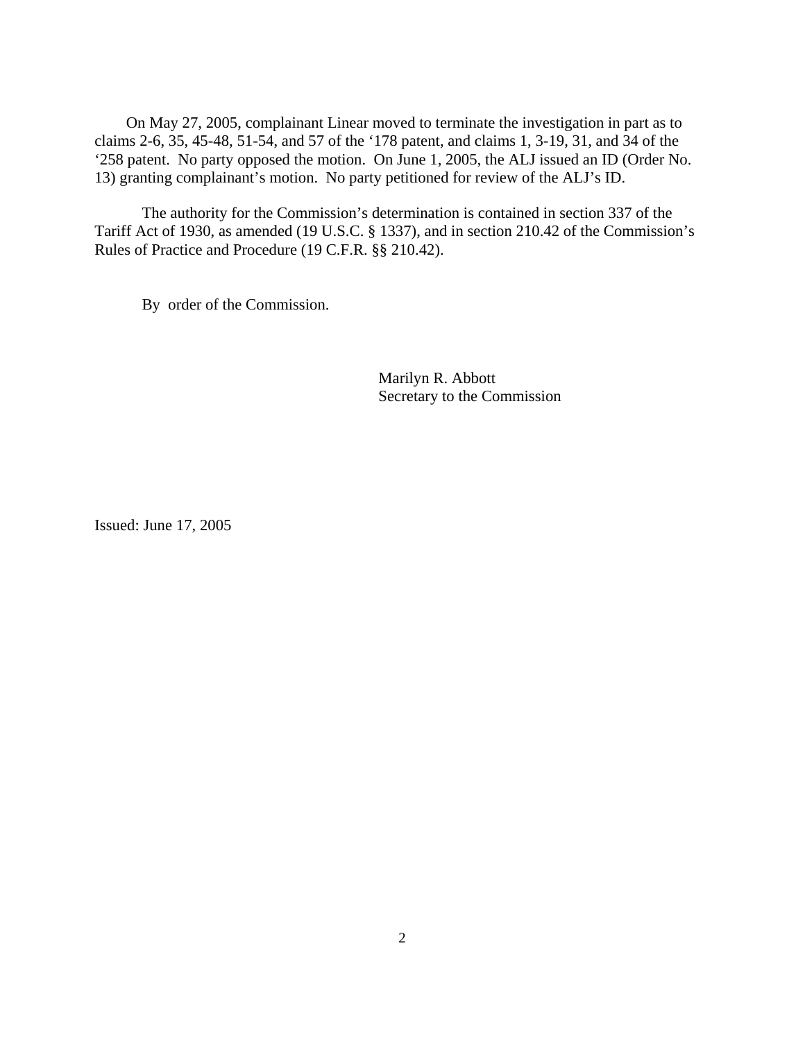On May 27, 2005, complainant Linear moved to terminate the investigation in part as to claims 2-6, 35, 45-48, 51-54, and 57 of the '178 patent, and claims 1, 3-19, 31, and 34 of the '258 patent. No party opposed the motion. On June 1, 2005, the ALJ issued an ID (Order No. 13) granting complainant's motion. No party petitioned for review of the ALJ's ID.

The authority for the Commission's determination is contained in section 337 of the Tariff Act of 1930, as amended (19 U.S.C. § 1337), and in section 210.42 of the Commission's Rules of Practice and Procedure (19 C.F.R. §§ 210.42).

By order of the Commission.

Marilyn R. Abbott
Secretary to the Commission

Issued: June 17, 2005